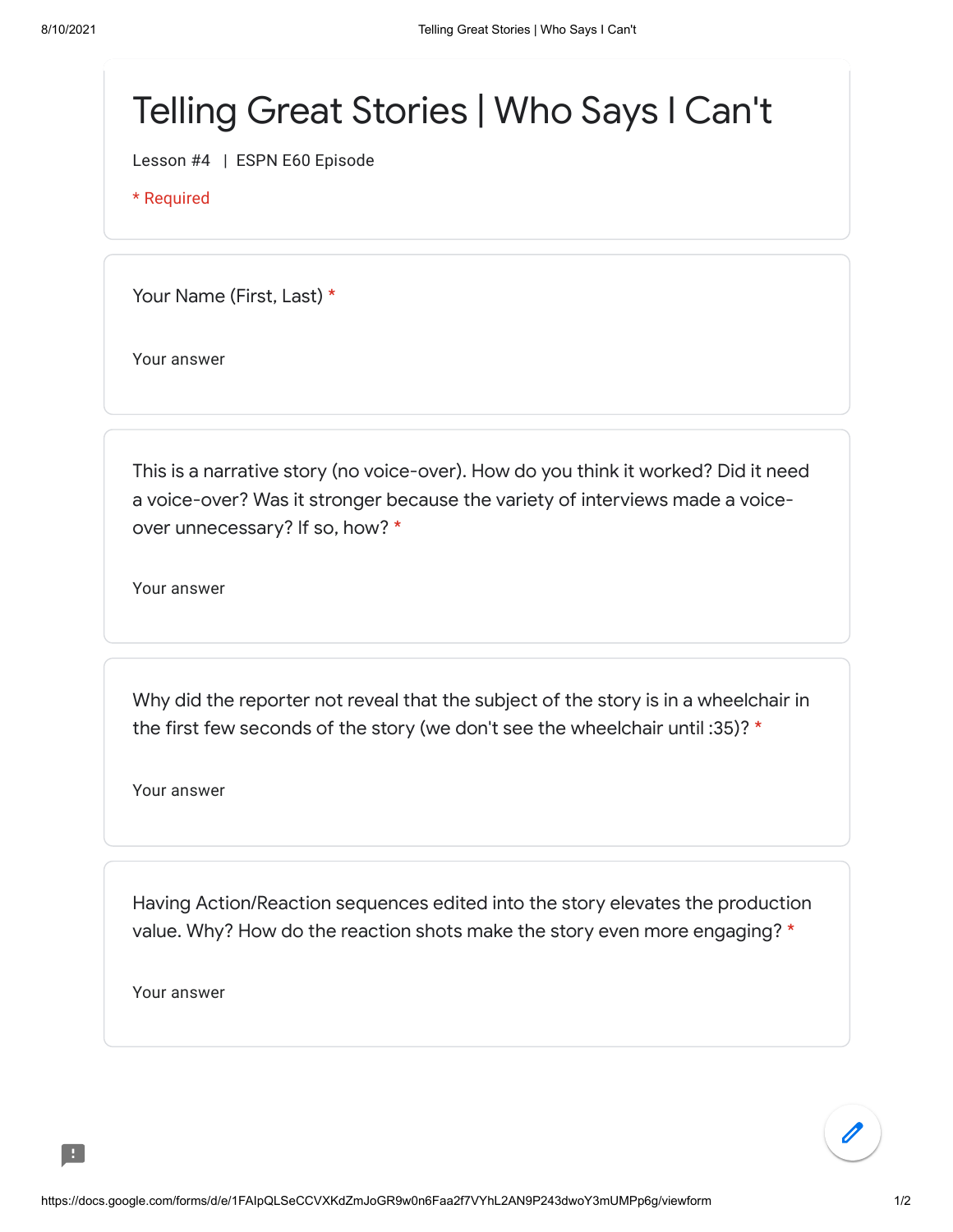# Telling Great Stories | Who Says I Can't

Lesson #4 | ESPN E60 Episode

* Required

Your Name (First, Last) *

Your answer

This is a narrative story (no voice-over). How do you think it worked? Did it need a voice-over? Was it stronger because the variety of interviews made a voice-over unnecessary? If so, how? *

Your answer

Why did the reporter not reveal that the subject of the story is in a wheelchair in the first few seconds of the story (we don't see the wheelchair until :35)? *

Your answer

Having Action/Reaction sequences edited into the story elevates the production value. Why? How do the reaction shots make the story even more engaging? *

Your answer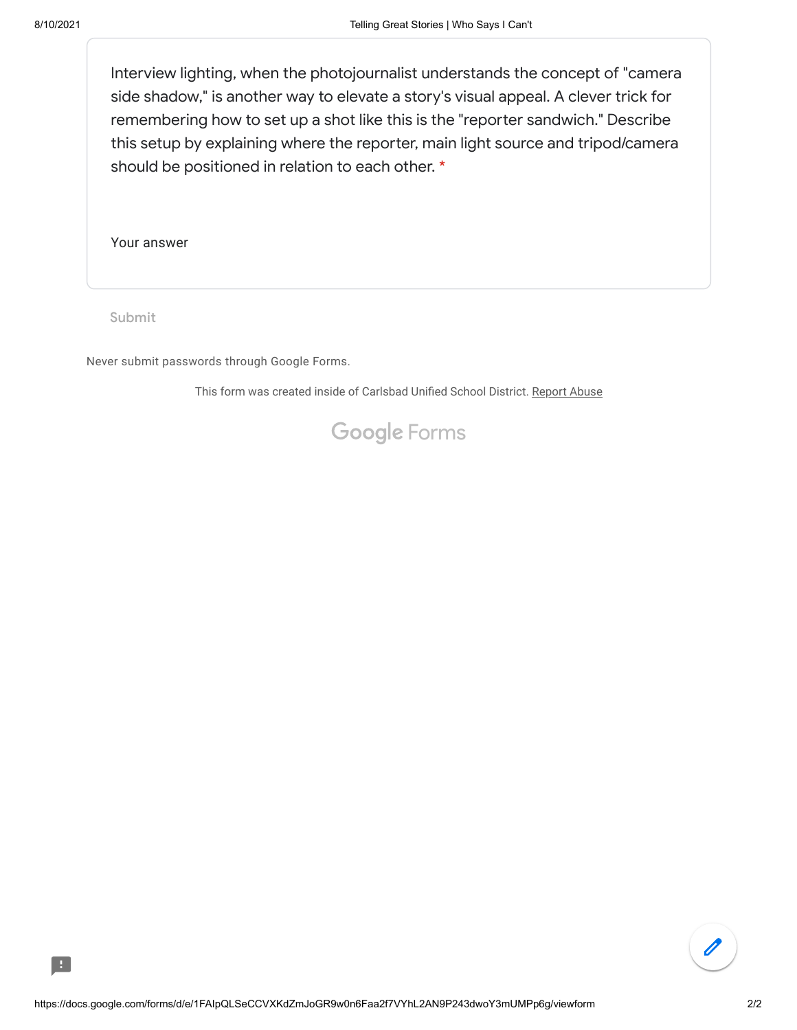Interview lighting, when the photojournalist understands the concept of "camera side shadow," is another way to elevate a story's visual appeal. A clever trick for remembering how to set up a shot like this is the "reporter sandwich." Describe this setup by explaining where the reporter, main light source and tripod/camera should be positioned in relation to each other. *

Your answer

Submit

Never submit passwords through Google Forms.

This form was created inside of Carlsbad Unified School District. Report Abuse

Google Forms